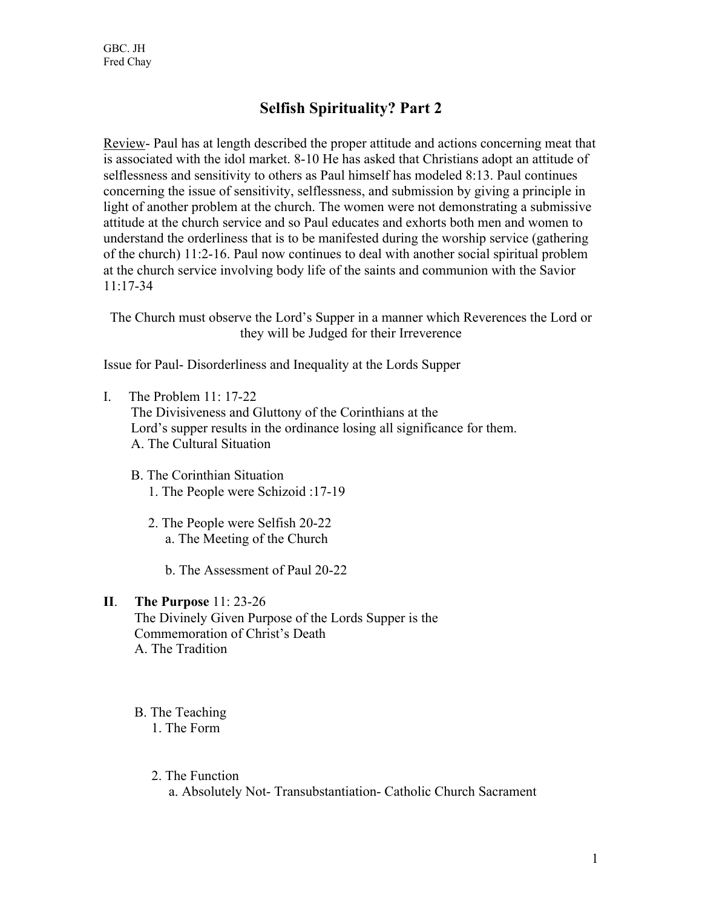GBC. JH
Fred Chay

# Selfish Spirituality? Part 2

Review- Paul has at length described the proper attitude and actions concerning meat that is associated with the idol market. 8-10 He has asked that Christians adopt an attitude of selflessness and sensitivity to others as Paul himself has modeled 8:13. Paul continues concerning the issue of sensitivity, selflessness, and submission by giving a principle in light of another problem at the church. The women were not demonstrating a submissive attitude at the church service and so Paul educates and exhorts both men and women to understand the orderliness that is to be manifested during the worship service (gathering of the church) 11:2-16. Paul now continues to deal with another social spiritual problem at the church service involving body life of the saints and communion with the Savior 11:17-34

The Church must observe the Lord's Supper in a manner which Reverences the Lord or they will be Judged for their Irreverence

Issue for Paul- Disorderliness and Inequality at the Lords Supper

I. The Problem 11: 17-22
   The Divisiveness and Gluttony of the Corinthians at the Lord's supper results in the ordinance losing all significance for them.
   A. The Cultural Situation

   B. The Corinthian Situation
      1. The People were Schizoid :17-19

      2. The People were Selfish 20-22
         a. The Meeting of the Church

         b. The Assessment of Paul 20-22

**II. The Purpose** 11: 23-26
   The Divinely Given Purpose of the Lords Supper is the Commemoration of Christ's Death
   A. The Tradition

   B. The Teaching
      1. The Form

      2. The Function
         a. Absolutely Not- Transubstantiation- Catholic Church Sacrament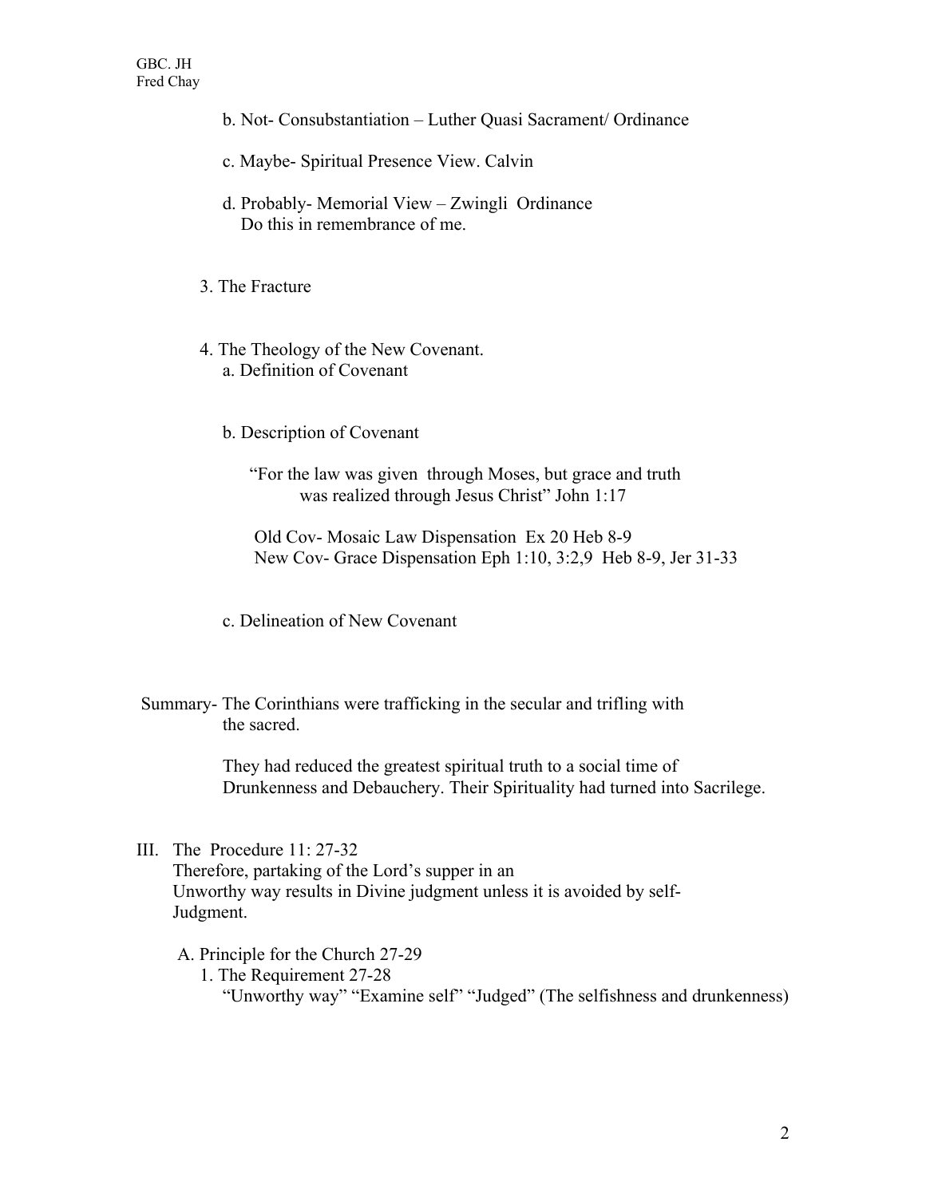b. Not- Consubstantiation – Luther Quasi Sacrament/ Ordinance

c. Maybe- Spiritual Presence View. Calvin

d. Probably- Memorial View – Zwingli Ordinance
Do this in remembrance of me.

3. The Fracture

4. The Theology of the New Covenant.
  a. Definition of Covenant

  b. Description of Covenant

  "For the law was given through Moses, but grace and truth was realized through Jesus Christ" John 1:17

  Old Cov- Mosaic Law Dispensation Ex 20 Heb 8-9
  New Cov- Grace Dispensation Eph 1:10, 3:2,9 Heb 8-9, Jer 31-33

  c. Delineation of New Covenant

Summary- The Corinthians were trafficking in the secular and trifling with the sacred.

They had reduced the greatest spiritual truth to a social time of Drunkenness and Debauchery. Their Spirituality had turned into Sacrilege.

III. The Procedure 11: 27-32
Therefore, partaking of the Lord's supper in an Unworthy way results in Divine judgment unless it is avoided by self-Judgment.

  A. Principle for the Church 27-29
    1. The Requirement 27-28
      "Unworthy way" "Examine self" "Judged" (The selfishness and drunkenness)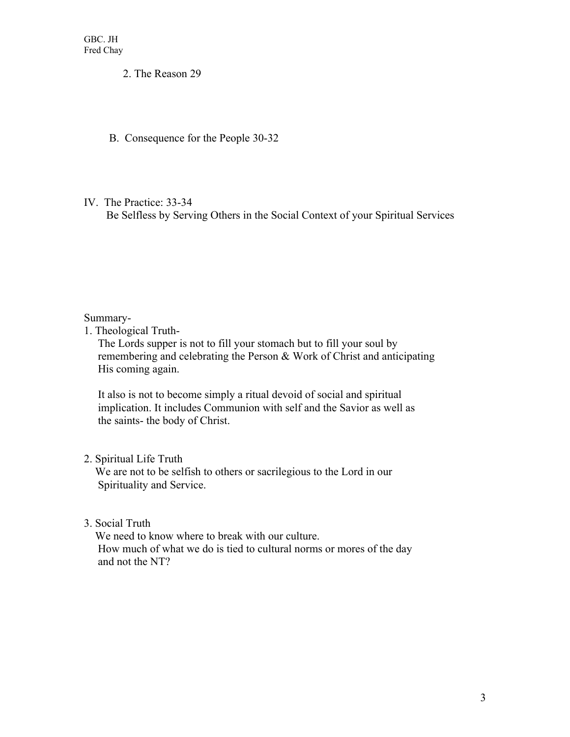2. The Reason 29

B. Consequence for the People 30-32

IV. The Practice: 33-34

Be Selfless by Serving Others in the Social Context of your Spiritual Services

Summary-

1. Theological Truth-

   The Lords supper is not to fill your stomach but to fill your soul by remembering and celebrating the Person & Work of Christ and anticipating His coming again.

   It also is not to become simply a ritual devoid of social and spiritual implication. It includes Communion with self and the Savior as well as the saints- the body of Christ.

2. Spiritual Life Truth

   We are not to be selfish to others or sacrilegious to the Lord in our Spirituality and Service.

3. Social Truth

   We need to know where to break with our culture.
   How much of what we do is tied to cultural norms or mores of the day and not the NT?